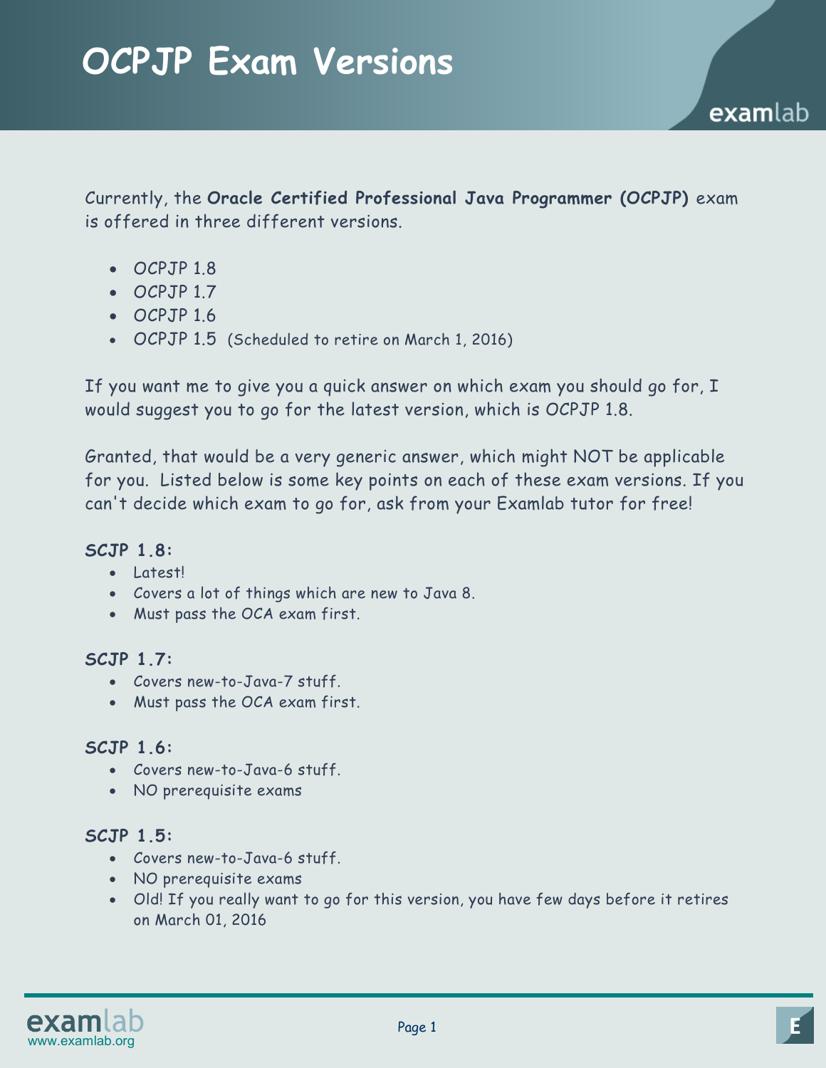# OCPJP Exam Versions

Currently, the **Oracle Certified Professional Java Programmer (OCPJP)** exam is offered in three different versions.

- OCPJP 1.8
- OCPJP 1.7
- OCPJP 1.6
- OCPJP 1.5 (Scheduled to retire on March 1, 2016)

If you want me to give you a quick answer on which exam you should go for, I would suggest you to go for the latest version, which is OCPJP 1.8.

Granted, that would be a very generic answer, which might NOT be applicable for you. Listed below is some key points on each of these exam versions. If you can't decide which exam to go for, ask from your Examlab tutor for free!

**SCJP 1.8:**

- Latest!
- Covers a lot of things which are new to Java 8.
- Must pass the OCA exam first.

**SCJP 1.7:**

- Covers new-to-Java-7 stuff.
- Must pass the OCA exam first.

**SCJP 1.6:**

- Covers new-to-Java-6 stuff.
- NO prerequisite exams

**SCJP 1.5:**

- Covers new-to-Java-6 stuff.
- NO prerequisite exams
- Old! If you really want to go for this version, you have few days before it retires on March 01, 2016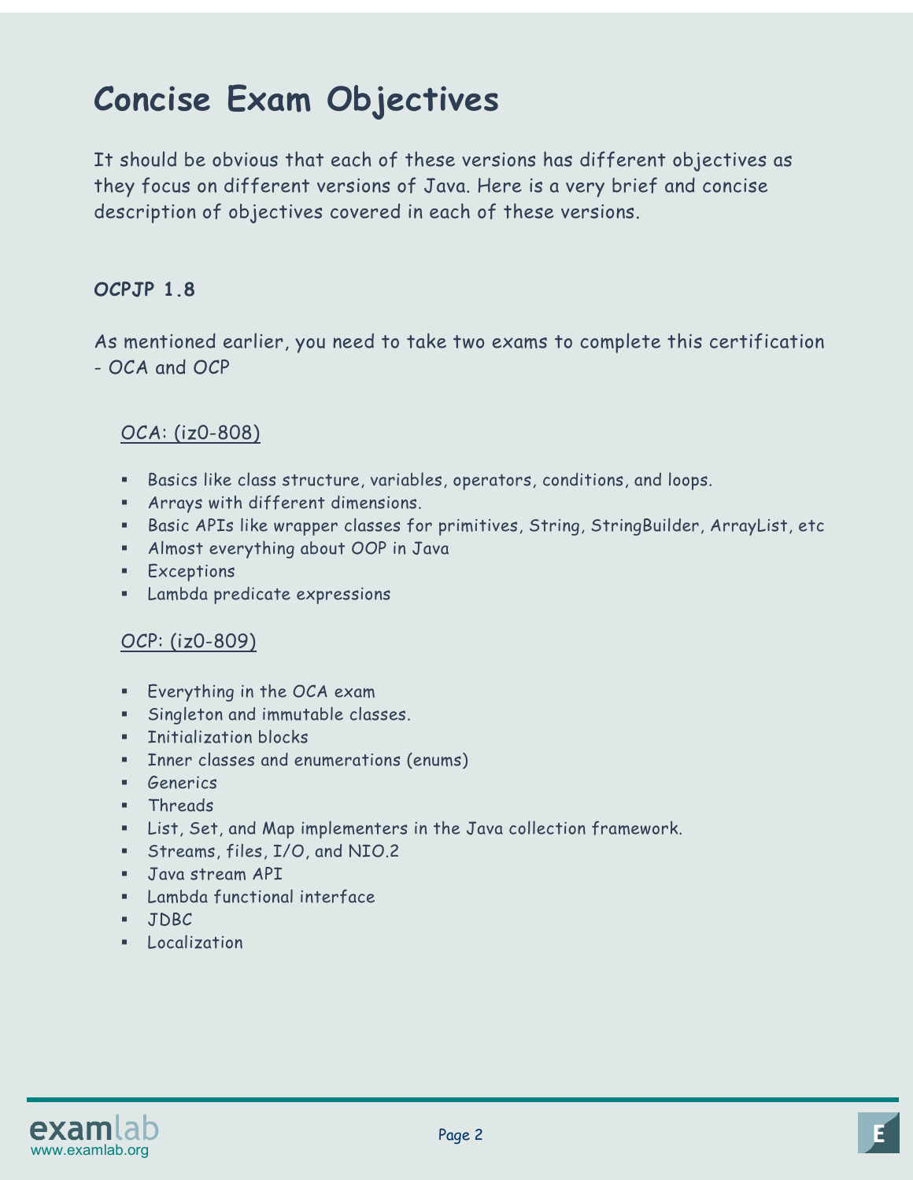# Concise Exam Objectives

It should be obvious that each of these versions has different objectives as they focus on different versions of Java. Here is a very brief and concise description of objectives covered in each of these versions.

**OCPJP 1.8**

As mentioned earlier, you need to take two exams to complete this certification - OCA and OCP

<u>OCA: (iz0-808)</u>

- Basics like class structure, variables, operators, conditions, and loops.
- Arrays with different dimensions.
- Basic APIs like wrapper classes for primitives, String, StringBuilder, ArrayList, etc
- Almost everything about OOP in Java
- Exceptions
- Lambda predicate expressions

<u>OCP: (iz0-809)</u>

- Everything in the OCA exam
- Singleton and immutable classes.
- Initialization blocks
- Inner classes and enumerations (enums)
- Generics
- Threads
- List, Set, and Map implementers in the Java collection framework.
- Streams, files, I/O, and NIO.2
- Java stream API
- Lambda functional interface
- JDBC
- Localization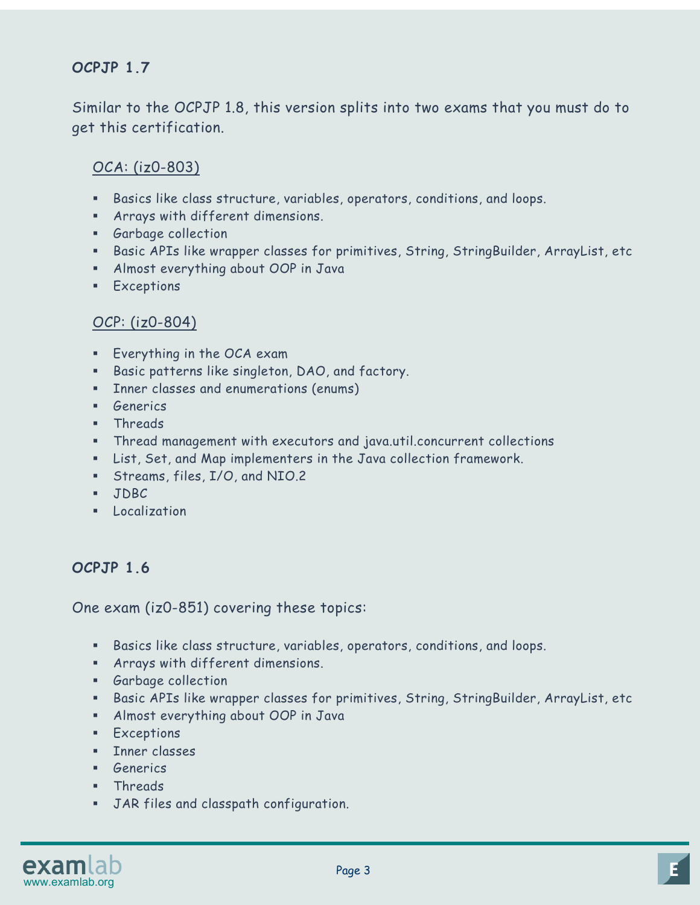### OCPJP 1.7

Similar to the OCPJP 1.8, this version splits into two exams that you must do to get this certification.

#### OCA: (iz0-803)

- Basics like class structure, variables, operators, conditions, and loops.
- Arrays with different dimensions.
- Garbage collection
- Basic APIs like wrapper classes for primitives, String, StringBuilder, ArrayList, etc
- Almost everything about OOP in Java
- Exceptions

#### OCP: (iz0-804)

- Everything in the OCA exam
- Basic patterns like singleton, DAO, and factory.
- Inner classes and enumerations (enums)
- Generics
- Threads
- Thread management with executors and java.util.concurrent collections
- List, Set, and Map implementers in the Java collection framework.
- Streams, files, I/O, and NIO.2
- JDBC
- Localization

### OCPJP 1.6

One exam (iz0-851) covering these topics:

- Basics like class structure, variables, operators, conditions, and loops.
- Arrays with different dimensions.
- Garbage collection
- Basic APIs like wrapper classes for primitives, String, StringBuilder, ArrayList, etc
- Almost everything about OOP in Java
- Exceptions
- Inner classes
- Generics
- Threads
- JAR files and classpath configuration.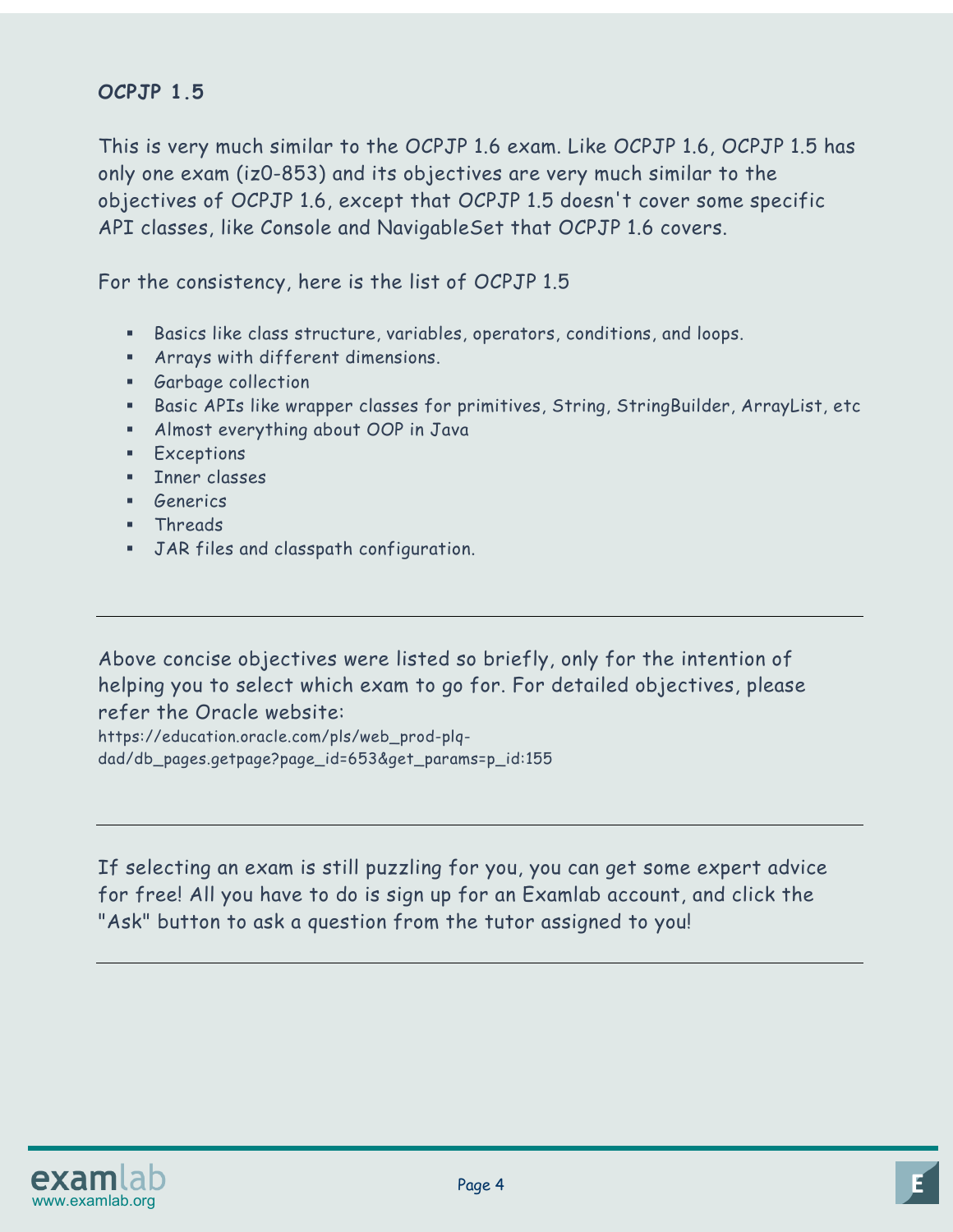**OCPJP 1.5**

This is very much similar to the OCPJP 1.6 exam. Like OCPJP 1.6, OCPJP 1.5 has only one exam (iz0-853) and its objectives are very much similar to the objectives of OCPJP 1.6, except that OCPJP 1.5 doesn't cover some specific API classes, like Console and NavigableSet that OCPJP 1.6 covers.

For the consistency, here is the list of OCPJP 1.5

- Basics like class structure, variables, operators, conditions, and loops.
- Arrays with different dimensions.
- Garbage collection
- Basic APIs like wrapper classes for primitives, String, StringBuilder, ArrayList, etc
- Almost everything about OOP in Java
- Exceptions
- Inner classes
- Generics
- Threads
- JAR files and classpath configuration.

---

Above concise objectives were listed so briefly, only for the intention of helping you to select which exam to go for. For detailed objectives, please refer the Oracle website:
https://education.oracle.com/pls/web_prod-plq-dad/db_pages.getpage?page_id=653&get_params=p_id:155

---

If selecting an exam is still puzzling for you, you can get some expert advice for free! All you have to do is sign up for an Examlab account, and click the "Ask" button to ask a question from the tutor assigned to you!

---